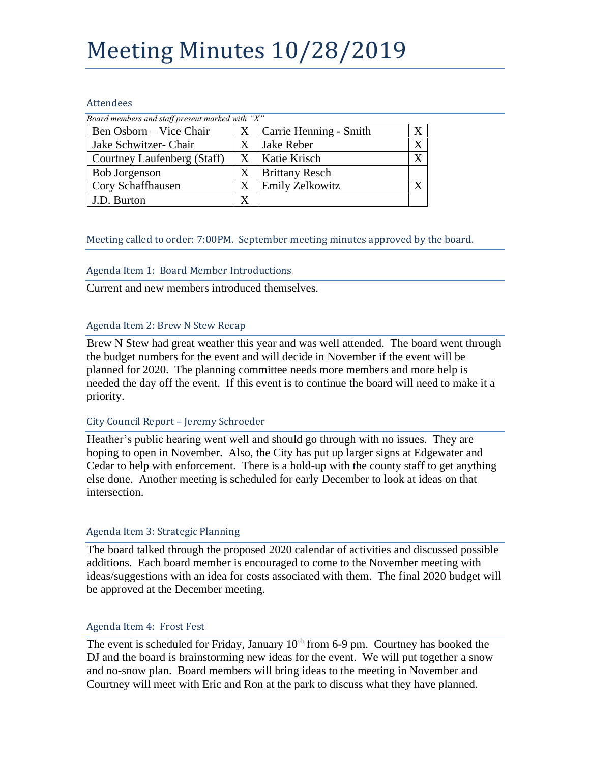# Meeting Minutes 10/28/2019

## Attendees

*Board members and staff present marked with "X"*

| | | | |
|---|---|---|---|
| Ben Osborn – Vice Chair | X | Carrie Henning - Smith | X |
| Jake Schwitzer- Chair | X | Jake Reber | X |
| Courtney Laufenberg (Staff) | X | Katie Krisch | X |
| Bob Jorgenson | X | Brittany Resch | |
| Cory Schaffhausen | X | Emily Zelkowitz | X |
| J.D. Burton | X | | |

## Meeting called to order: 7:00PM. September meeting minutes approved by the board.

## Agenda Item 1: Board Member Introductions

Current and new members introduced themselves.

## Agenda Item 2: Brew N Stew Recap

Brew N Stew had great weather this year and was well attended. The board went through the budget numbers for the event and will decide in November if the event will be planned for 2020. The planning committee needs more members and more help is needed the day off the event. If this event is to continue the board will need to make it a priority.

## City Council Report – Jeremy Schroeder

Heather's public hearing went well and should go through with no issues. They are hoping to open in November. Also, the City has put up larger signs at Edgewater and Cedar to help with enforcement. There is a hold-up with the county staff to get anything else done. Another meeting is scheduled for early December to look at ideas on that intersection.

## Agenda Item 3: Strategic Planning

The board talked through the proposed 2020 calendar of activities and discussed possible additions. Each board member is encouraged to come to the November meeting with ideas/suggestions with an idea for costs associated with them. The final 2020 budget will be approved at the December meeting.

## Agenda Item 4: Frost Fest

The event is scheduled for Friday, January 10th from 6-9 pm. Courtney has booked the DJ and the board is brainstorming new ideas for the event. We will put together a snow and no-snow plan. Board members will bring ideas to the meeting in November and Courtney will meet with Eric and Ron at the park to discuss what they have planned.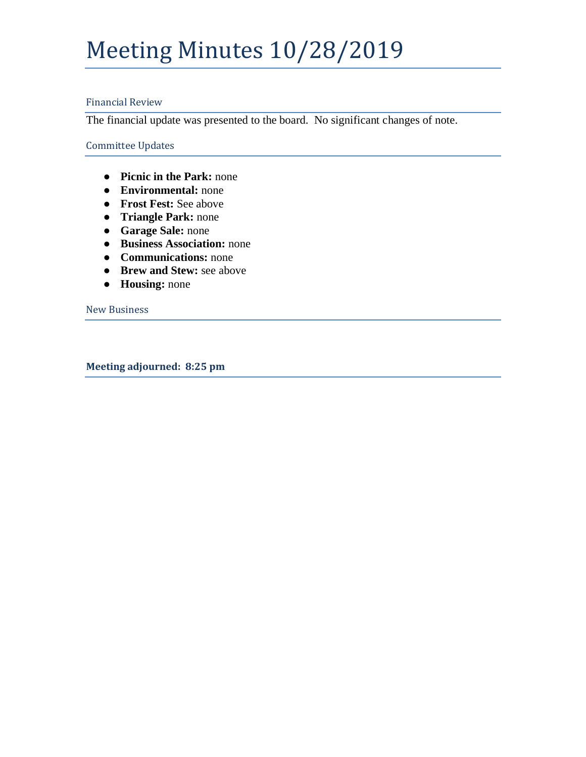# Meeting Minutes 10/28/2019

## Financial Review

The financial update was presented to the board. No significant changes of note.

## Committee Updates

- **Picnic in the Park:** none
- **Environmental:** none
- **Frost Fest:** See above
- **Triangle Park:** none
- **Garage Sale:** none
- **Business Association:** none
- **Communications:** none
- **Brew and Stew:** see above
- **Housing:** none

## New Business

**Meeting adjourned: 8:25 pm**